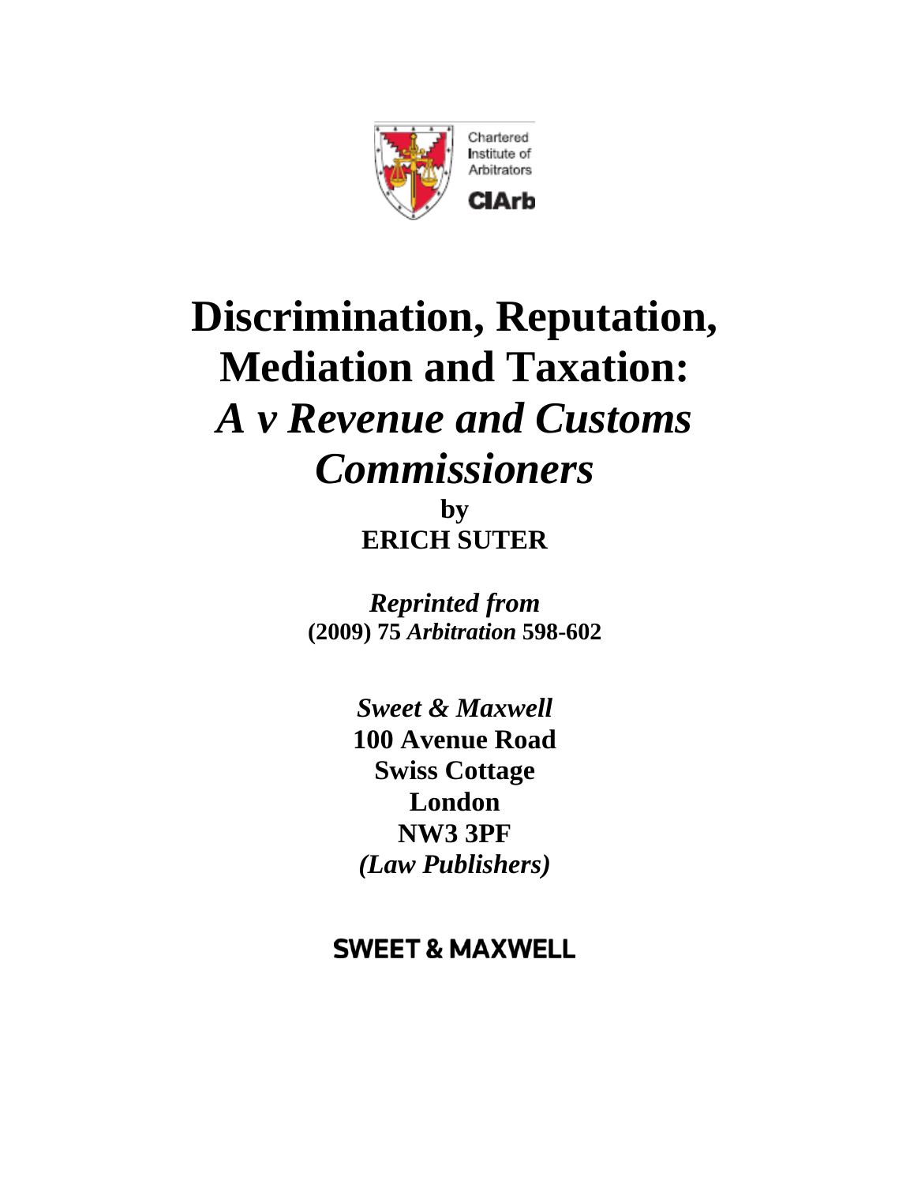Chartered Institute of Arbitrators

CIArb

# Discrimination, Reputation, Mediation and Taxation: *A v Revenue and Customs Commissioners*

**by**

**ERICH SUTER**

***Reprinted from***

**(2009) 75 *Arbitration* 598-602**

***Sweet & Maxwell***

**100 Avenue Road**

**Swiss Cottage**

**London**

**NW3 3PF**

***(Law Publishers)***

**SWEET & MAXWELL**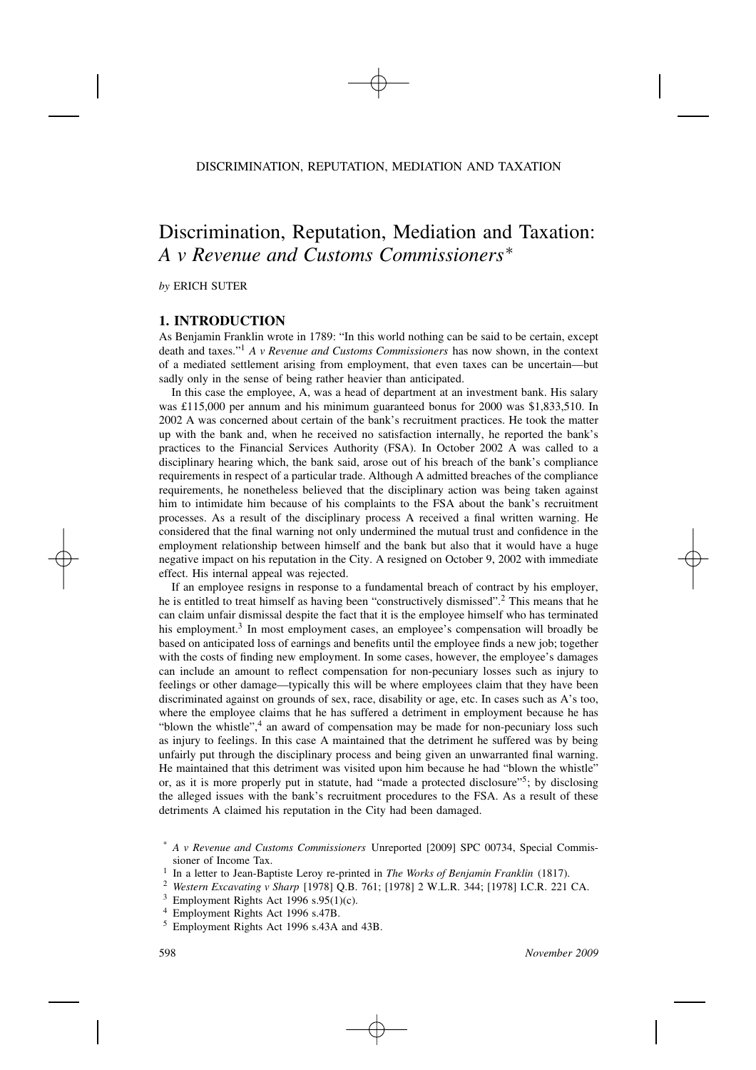DISCRIMINATION, REPUTATION, MEDIATION AND TAXATION

# Discrimination, Reputation, Mediation and Taxation: *A v Revenue and Customs Commissioners*[*]

*by* ERICH SUTER

## 1. INTRODUCTION

As Benjamin Franklin wrote in 1789: "In this world nothing can be said to be certain, except death and taxes."[1] *A v Revenue and Customs Commissioners* has now shown, in the context of a mediated settlement arising from employment, that even taxes can be uncertain—but sadly only in the sense of being rather heavier than anticipated.

In this case the employee, A, was a head of department at an investment bank. His salary was £115,000 per annum and his minimum guaranteed bonus for 2000 was $1,833,510. In 2002 A was concerned about certain of the bank's recruitment practices. He took the matter up with the bank and, when he received no satisfaction internally, he reported the bank's practices to the Financial Services Authority (FSA). In October 2002 A was called to a disciplinary hearing which, the bank said, arose out of his breach of the bank's compliance requirements in respect of a particular trade. Although A admitted breaches of the compliance requirements, he nonetheless believed that the disciplinary action was being taken against him to intimidate him because of his complaints to the FSA about the bank's recruitment processes. As a result of the disciplinary process A received a final written warning. He considered that the final warning not only undermined the mutual trust and confidence in the employment relationship between himself and the bank but also that it would have a huge negative impact on his reputation in the City. A resigned on October 9, 2002 with immediate effect. His internal appeal was rejected.

If an employee resigns in response to a fundamental breach of contract by his employer, he is entitled to treat himself as having been "constructively dismissed".[2] This means that he can claim unfair dismissal despite the fact that it is the employee himself who has terminated his employment.[3] In most employment cases, an employee's compensation will broadly be based on anticipated loss of earnings and benefits until the employee finds a new job; together with the costs of finding new employment. In some cases, however, the employee's damages can include an amount to reflect compensation for non-pecuniary losses such as injury to feelings or other damage—typically this will be where employees claim that they have been discriminated against on grounds of sex, race, disability or age, etc. In cases such as A's too, where the employee claims that he has suffered a detriment in employment because he has "blown the whistle",[4] an award of compensation may be made for non-pecuniary loss such as injury to feelings. In this case A maintained that the detriment he suffered was by being unfairly put through the disciplinary process and being given an unwarranted final warning. He maintained that this detriment was visited upon him because he had "blown the whistle" or, as it is more properly put in statute, had "made a protected disclosure"[5]; by disclosing the alleged issues with the bank's recruitment procedures to the FSA. As a result of these detriments A claimed his reputation in the City had been damaged.

---

[*] *A v Revenue and Customs Commissioners* Unreported [2009] SPC 00734, Special Commissioner of Income Tax.

[1] In a letter to Jean-Baptiste Leroy re-printed in *The Works of Benjamin Franklin* (1817).

[2] *Western Excavating v Sharp* [1978] Q.B. 761; [1978] 2 W.L.R. 344; [1978] I.C.R. 221 CA.

[3] Employment Rights Act 1996 s.95(1)(c).

[4] Employment Rights Act 1996 s.47B.

[5] Employment Rights Act 1996 s.43A and 43B.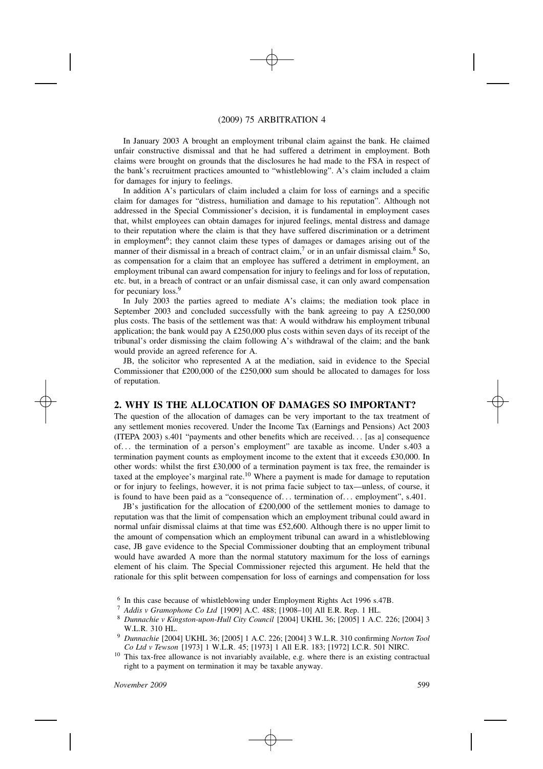In January 2003 A brought an employment tribunal claim against the bank. He claimed unfair constructive dismissal and that he had suffered a detriment in employment. Both claims were brought on grounds that the disclosures he had made to the FSA in respect of the bank's recruitment practices amounted to "whistleblowing". A's claim included a claim for damages for injury to feelings.

In addition A's particulars of claim included a claim for loss of earnings and a specific claim for damages for "distress, humiliation and damage to his reputation". Although not addressed in the Special Commissioner's decision, it is fundamental in employment cases that, whilst employees can obtain damages for injured feelings, mental distress and damage to their reputation where the claim is that they have suffered discrimination or a detriment in employment[6]; they cannot claim these types of damages or damages arising out of the manner of their dismissal in a breach of contract claim,[7] or in an unfair dismissal claim.[8] So, as compensation for a claim that an employee has suffered a detriment in employment, an employment tribunal can award compensation for injury to feelings and for loss of reputation, etc. but, in a breach of contract or an unfair dismissal case, it can only award compensation for pecuniary loss.[9]

In July 2003 the parties agreed to mediate A's claims; the mediation took place in September 2003 and concluded successfully with the bank agreeing to pay A £250,000 plus costs. The basis of the settlement was that: A would withdraw his employment tribunal application; the bank would pay A £250,000 plus costs within seven days of its receipt of the tribunal's order dismissing the claim following A's withdrawal of the claim; and the bank would provide an agreed reference for A.

JB, the solicitor who represented A at the mediation, said in evidence to the Special Commissioner that £200,000 of the £250,000 sum should be allocated to damages for loss of reputation.

## 2. WHY IS THE ALLOCATION OF DAMAGES SO IMPORTANT?

The question of the allocation of damages can be very important to the tax treatment of any settlement monies recovered. Under the Income Tax (Earnings and Pensions) Act 2003 (ITEPA 2003) s.401 "payments and other benefits which are received… [as a] consequence of… the termination of a person's employment" are taxable as income. Under s.403 a termination payment counts as employment income to the extent that it exceeds £30,000. In other words: whilst the first £30,000 of a termination payment is tax free, the remainder is taxed at the employee's marginal rate.[10] Where a payment is made for damage to reputation or for injury to feelings, however, it is not prima facie subject to tax—unless, of course, it is found to have been paid as a "consequence of… termination of… employment", s.401.

JB's justification for the allocation of £200,000 of the settlement monies to damage to reputation was that the limit of compensation which an employment tribunal could award in normal unfair dismissal claims at that time was £52,600. Although there is no upper limit to the amount of compensation which an employment tribunal can award in a whistleblowing case, JB gave evidence to the Special Commissioner doubting that an employment tribunal would have awarded A more than the normal statutory maximum for the loss of earnings element of his claim. The Special Commissioner rejected this argument. He held that the rationale for this split between compensation for loss of earnings and compensation for loss

---

[6] In this case because of whistleblowing under Employment Rights Act 1996 s.47B.

[7] *Addis v Gramophone Co Ltd* [1909] A.C. 488; [1908–10] All E.R. Rep. 1 HL.

[8] *Dunnachie v Kingston-upon-Hull City Council* [2004] UKHL 36; [2005] 1 A.C. 226; [2004] 3 W.L.R. 310 HL.

[9] *Dunnachie* [2004] UKHL 36; [2005] 1 A.C. 226; [2004] 3 W.L.R. 310 confirming *Norton Tool Co Ltd v Tewson* [1973] 1 W.L.R. 45; [1973] 1 All E.R. 183; [1972] I.C.R. 501 NIRC.

[10] This tax-free allowance is not invariably available, e.g. where there is an existing contractual right to a payment on termination it may be taxable anyway.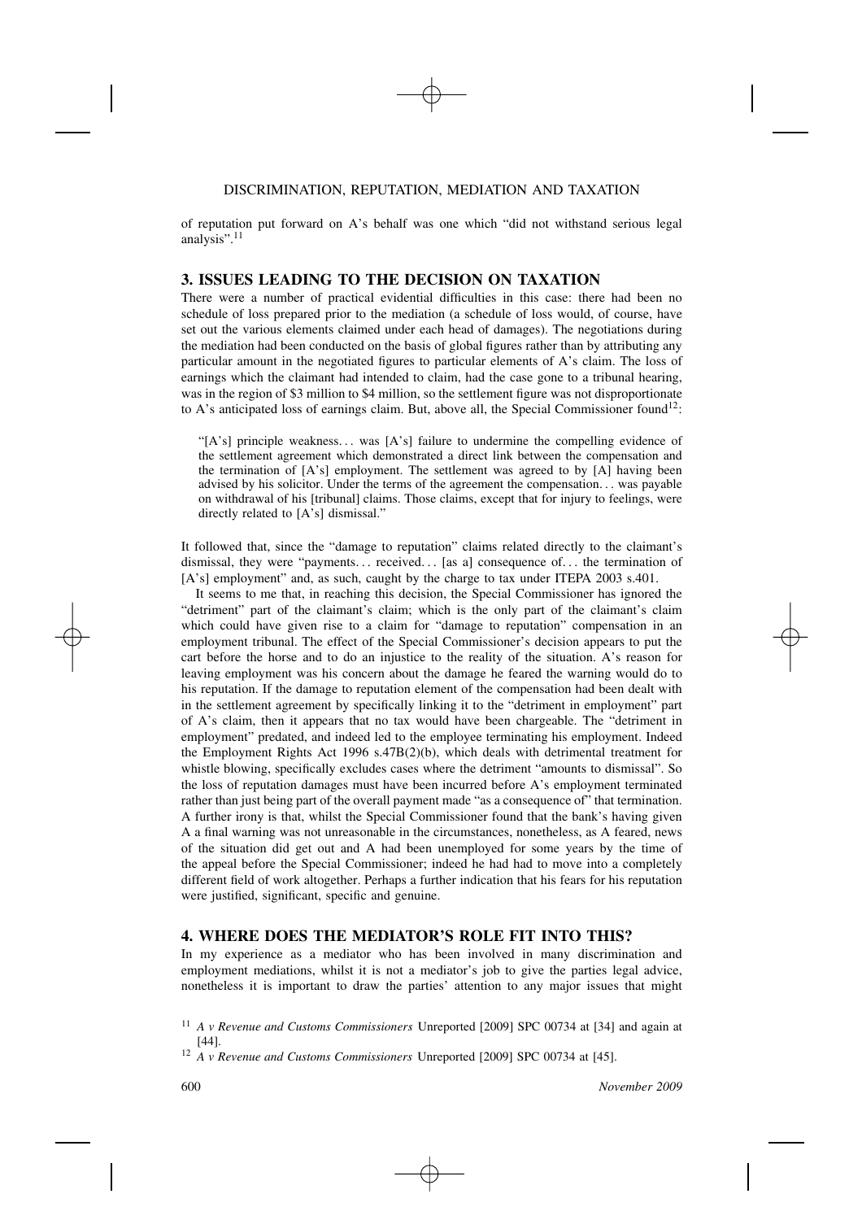of reputation put forward on A's behalf was one which "did not withstand serious legal analysis".[11]

## 3. ISSUES LEADING TO THE DECISION ON TAXATION

There were a number of practical evidential difficulties in this case: there had been no schedule of loss prepared prior to the mediation (a schedule of loss would, of course, have set out the various elements claimed under each head of damages). The negotiations during the mediation had been conducted on the basis of global figures rather than by attributing any particular amount in the negotiated figures to particular elements of A's claim. The loss of earnings which the claimant had intended to claim, had the case gone to a tribunal hearing, was in the region of $3 million to $4 million, so the settlement figure was not disproportionate to A's anticipated loss of earnings claim. But, above all, the Special Commissioner found[12]:

> "[A's] principle weakness... was [A's] failure to undermine the compelling evidence of the settlement agreement which demonstrated a direct link between the compensation and the termination of [A's] employment. The settlement was agreed to by [A] having been advised by his solicitor. Under the terms of the agreement the compensation... was payable on withdrawal of his [tribunal] claims. Those claims, except that for injury to feelings, were directly related to [A's] dismissal."

It followed that, since the "damage to reputation" claims related directly to the claimant's dismissal, they were "payments... received... [as a] consequence of... the termination of [A's] employment" and, as such, caught by the charge to tax under ITEPA 2003 s.401.

It seems to me that, in reaching this decision, the Special Commissioner has ignored the "detriment" part of the claimant's claim; which is the only part of the claimant's claim which could have given rise to a claim for "damage to reputation" compensation in an employment tribunal. The effect of the Special Commissioner's decision appears to put the cart before the horse and to do an injustice to the reality of the situation. A's reason for leaving employment was his concern about the damage he feared the warning would do to his reputation. If the damage to reputation element of the compensation had been dealt with in the settlement agreement by specifically linking it to the "detriment in employment" part of A's claim, then it appears that no tax would have been chargeable. The "detriment in employment" predated, and indeed led to the employee terminating his employment. Indeed the Employment Rights Act 1996 s.47B(2)(b), which deals with detrimental treatment for whistle blowing, specifically excludes cases where the detriment "amounts to dismissal". So the loss of reputation damages must have been incurred before A's employment terminated rather than just being part of the overall payment made "as a consequence of" that termination. A further irony is that, whilst the Special Commissioner found that the bank's having given A a final warning was not unreasonable in the circumstances, nonetheless, as A feared, news of the situation did get out and A had been unemployed for some years by the time of the appeal before the Special Commissioner; indeed he had had to move into a completely different field of work altogether. Perhaps a further indication that his fears for his reputation were justified, significant, specific and genuine.

## 4. WHERE DOES THE MEDIATOR'S ROLE FIT INTO THIS?

In my experience as a mediator who has been involved in many discrimination and employment mediations, whilst it is not a mediator's job to give the parties legal advice, nonetheless it is important to draw the parties' attention to any major issues that might

[11] *A v Revenue and Customs Commissioners* Unreported [2009] SPC 00734 at [34] and again at [44].

[12] *A v Revenue and Customs Commissioners* Unreported [2009] SPC 00734 at [45].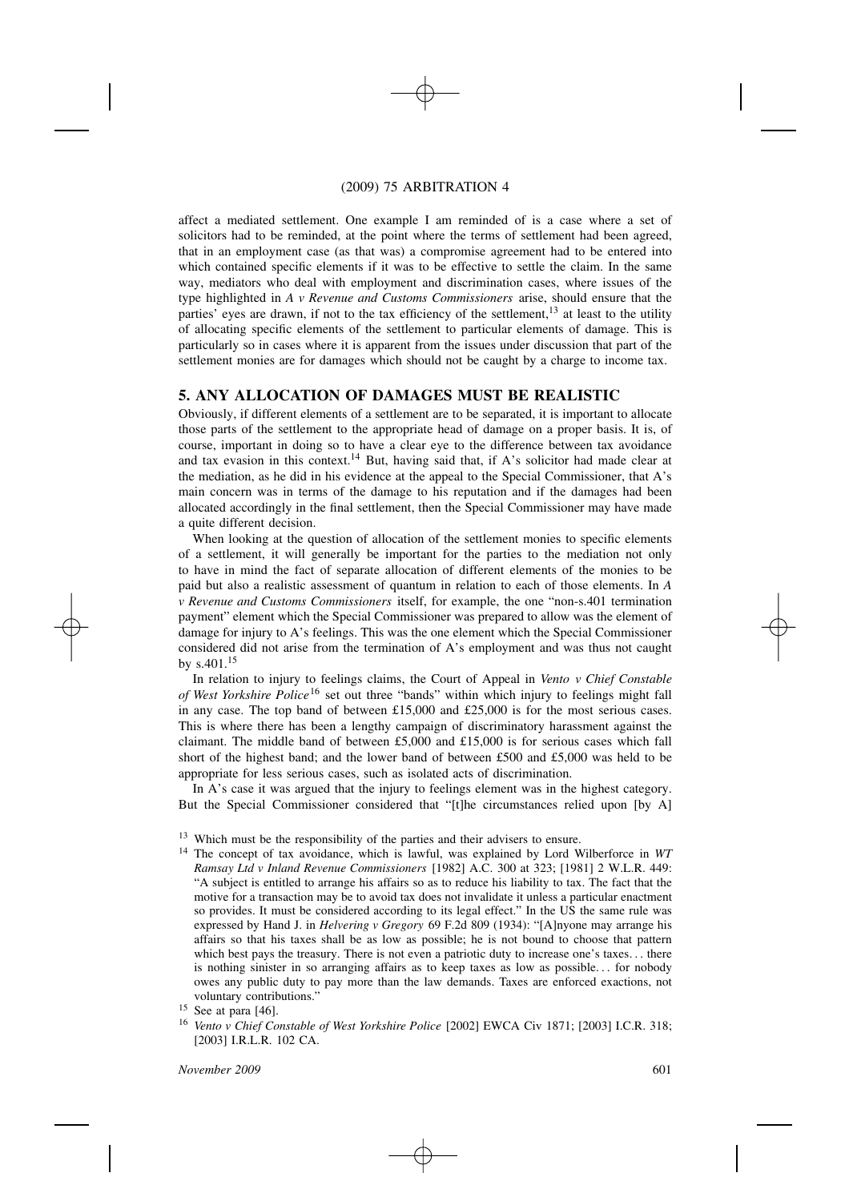affect a mediated settlement. One example I am reminded of is a case where a set of solicitors had to be reminded, at the point where the terms of settlement had been agreed, that in an employment case (as that was) a compromise agreement had to be entered into which contained specific elements if it was to be effective to settle the claim. In the same way, mediators who deal with employment and discrimination cases, where issues of the type highlighted in *A v Revenue and Customs Commissioners* arise, should ensure that the parties' eyes are drawn, if not to the tax efficiency of the settlement,[13] at least to the utility of allocating specific elements of the settlement to particular elements of damage. This is particularly so in cases where it is apparent from the issues under discussion that part of the settlement monies are for damages which should not be caught by a charge to income tax.

## 5. ANY ALLOCATION OF DAMAGES MUST BE REALISTIC

Obviously, if different elements of a settlement are to be separated, it is important to allocate those parts of the settlement to the appropriate head of damage on a proper basis. It is, of course, important in doing so to have a clear eye to the difference between tax avoidance and tax evasion in this context.[14] But, having said that, if A's solicitor had made clear at the mediation, as he did in his evidence at the appeal to the Special Commissioner, that A's main concern was in terms of the damage to his reputation and if the damages had been allocated accordingly in the final settlement, then the Special Commissioner may have made a quite different decision.

When looking at the question of allocation of the settlement monies to specific elements of a settlement, it will generally be important for the parties to the mediation not only to have in mind the fact of separate allocation of different elements of the monies to be paid but also a realistic assessment of quantum in relation to each of those elements. In *A v Revenue and Customs Commissioners* itself, for example, the one "non-s.401 termination payment" element which the Special Commissioner was prepared to allow was the element of damage for injury to A's feelings. This was the one element which the Special Commissioner considered did not arise from the termination of A's employment and was thus not caught by s.401.[15]

In relation to injury to feelings claims, the Court of Appeal in *Vento v Chief Constable of West Yorkshire Police*[16] set out three "bands" within which injury to feelings might fall in any case. The top band of between £15,000 and £25,000 is for the most serious cases. This is where there has been a lengthy campaign of discriminatory harassment against the claimant. The middle band of between £5,000 and £15,000 is for serious cases which fall short of the highest band; and the lower band of between £500 and £5,000 was held to be appropriate for less serious cases, such as isolated acts of discrimination.

In A's case it was argued that the injury to feelings element was in the highest category. But the Special Commissioner considered that "[t]he circumstances relied upon [by A]

---

[13] Which must be the responsibility of the parties and their advisers to ensure.

[14] The concept of tax avoidance, which is lawful, was explained by Lord Wilberforce in *WT Ramsay Ltd v Inland Revenue Commissioners* [1982] A.C. 300 at 323; [1981] 2 W.L.R. 449: "A subject is entitled to arrange his affairs so as to reduce his liability to tax. The fact that the motive for a transaction may be to avoid tax does not invalidate it unless a particular enactment so provides. It must be considered according to its legal effect." In the US the same rule was expressed by Hand J. in *Helvering v Gregory* 69 F.2d 809 (1934): "[A]nyone may arrange his affairs so that his taxes shall be as low as possible; he is not bound to choose that pattern which best pays the treasury. There is not even a patriotic duty to increase one's taxes… there is nothing sinister in so arranging affairs as to keep taxes as low as possible… for nobody owes any public duty to pay more than the law demands. Taxes are enforced exactions, not voluntary contributions."

[15] See at para [46].

[16] *Vento v Chief Constable of West Yorkshire Police* [2002] EWCA Civ 1871; [2003] I.C.R. 318; [2003] I.R.L.R. 102 CA.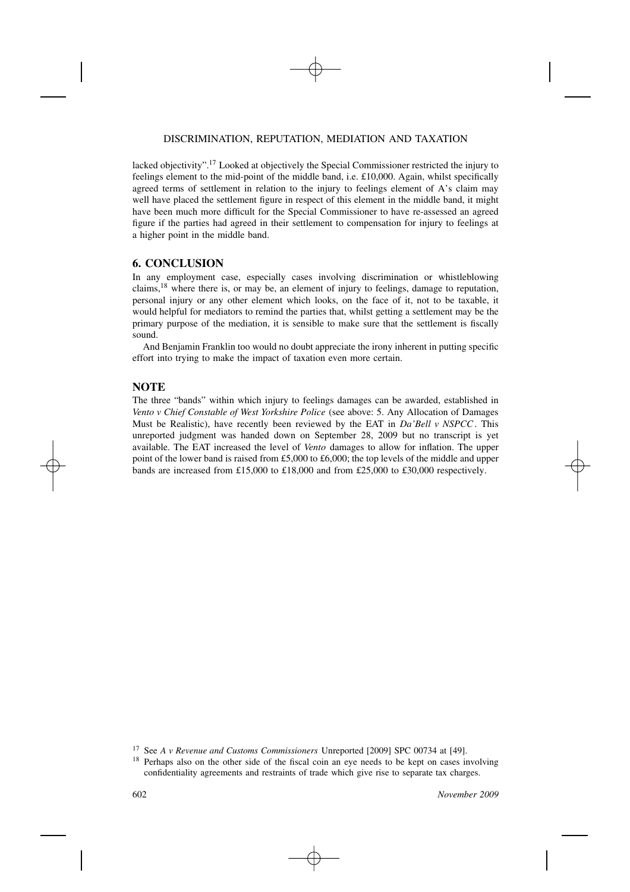lacked objectivity".[17] Looked at objectively the Special Commissioner restricted the injury to feelings element to the mid-point of the middle band, i.e. £10,000. Again, whilst specifically agreed terms of settlement in relation to the injury to feelings element of A's claim may well have placed the settlement figure in respect of this element in the middle band, it might have been much more difficult for the Special Commissioner to have re-assessed an agreed figure if the parties had agreed in their settlement to compensation for injury to feelings at a higher point in the middle band.

## 6. CONCLUSION

In any employment case, especially cases involving discrimination or whistleblowing claims,[18] where there is, or may be, an element of injury to feelings, damage to reputation, personal injury or any other element which looks, on the face of it, not to be taxable, it would helpful for mediators to remind the parties that, whilst getting a settlement may be the primary purpose of the mediation, it is sensible to make sure that the settlement is fiscally sound.

And Benjamin Franklin too would no doubt appreciate the irony inherent in putting specific effort into trying to make the impact of taxation even more certain.

## NOTE

The three "bands" within which injury to feelings damages can be awarded, established in *Vento v Chief Constable of West Yorkshire Police* (see above: 5. Any Allocation of Damages Must be Realistic), have recently been reviewed by the EAT in *Da'Bell v NSPCC*. This unreported judgment was handed down on September 28, 2009 but no transcript is yet available. The EAT increased the level of *Vento* damages to allow for inflation. The upper point of the lower band is raised from £5,000 to £6,000; the top levels of the middle and upper bands are increased from £15,000 to £18,000 and from £25,000 to £30,000 respectively.

---

[17] See *A v Revenue and Customs Commissioners* Unreported [2009] SPC 00734 at [49].

[18] Perhaps also on the other side of the fiscal coin an eye needs to be kept on cases involving confidentiality agreements and restraints of trade which give rise to separate tax charges.